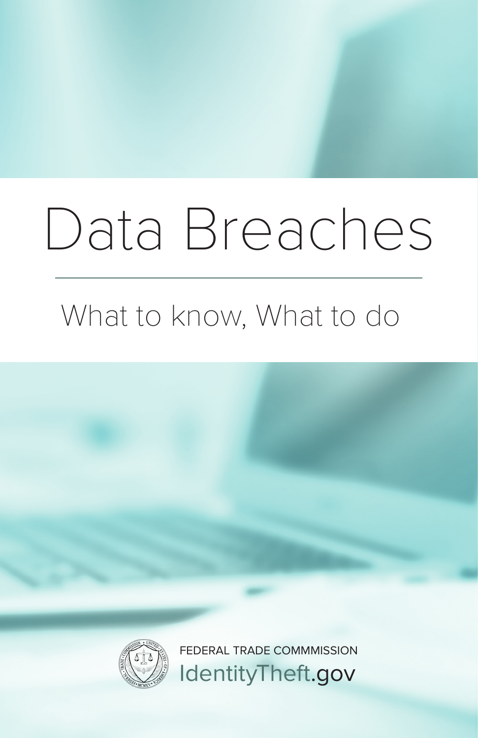# Data Breaches

## What to know, What to do

FEDERAL TRADE COMMMISSION

IdentityTheft.gov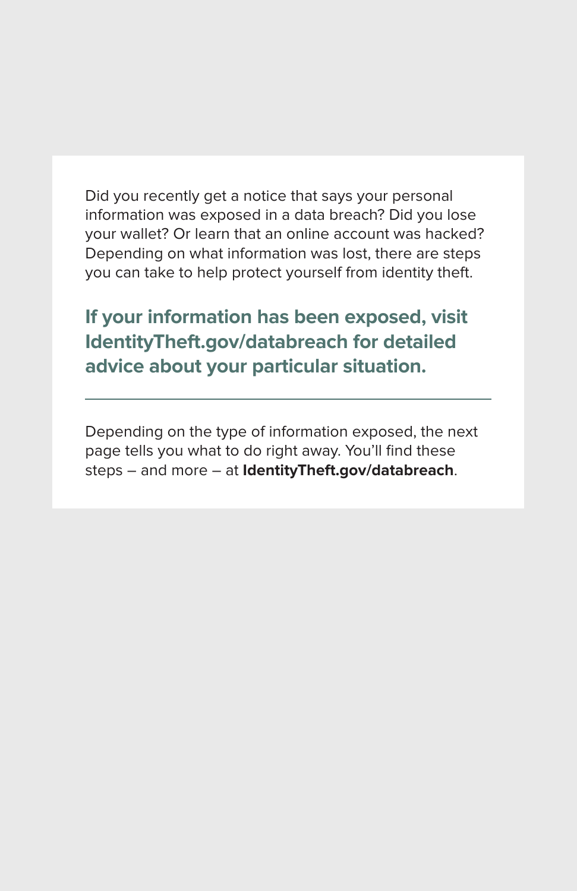Did you recently get a notice that says your personal information was exposed in a data breach? Did you lose your wallet? Or learn that an online account was hacked? Depending on what information was lost, there are steps you can take to help protect yourself from identity theft.

**If your information has been exposed, visit IdentityTheft.gov/databreach for detailed advice about your particular situation.**

---

Depending on the type of information exposed, the next page tells you what to do right away. You'll find these steps – and more – at **IdentityTheft.gov/databreach**.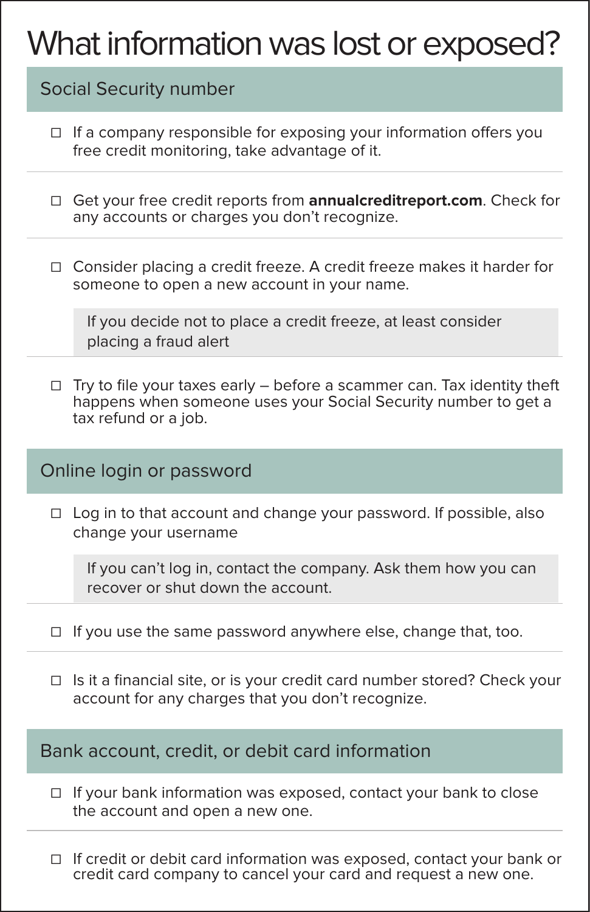# What information was lost or exposed?

## Social Security number

- ☐ If a company responsible for exposing your information offers you free credit monitoring, take advantage of it.

- ☐ Get your free credit reports from **annualcreditreport.com**. Check for any accounts or charges you don't recognize.

- ☐ Consider placing a credit freeze. A credit freeze makes it harder for someone to open a new account in your name.

  > If you decide not to place a credit freeze, at least consider placing a fraud alert

- ☐ Try to file your taxes early – before a scammer can. Tax identity theft happens when someone uses your Social Security number to get a tax refund or a job.

## Online login or password

- ☐ Log in to that account and change your password. If possible, also change your username

  > If you can't log in, contact the company. Ask them how you can recover or shut down the account.

- ☐ If you use the same password anywhere else, change that, too.

- ☐ Is it a financial site, or is your credit card number stored? Check your account for any charges that you don't recognize.

## Bank account, credit, or debit card information

- ☐ If your bank information was exposed, contact your bank to close the account and open a new one.

- ☐ If credit or debit card information was exposed, contact your bank or credit card company to cancel your card and request a new one.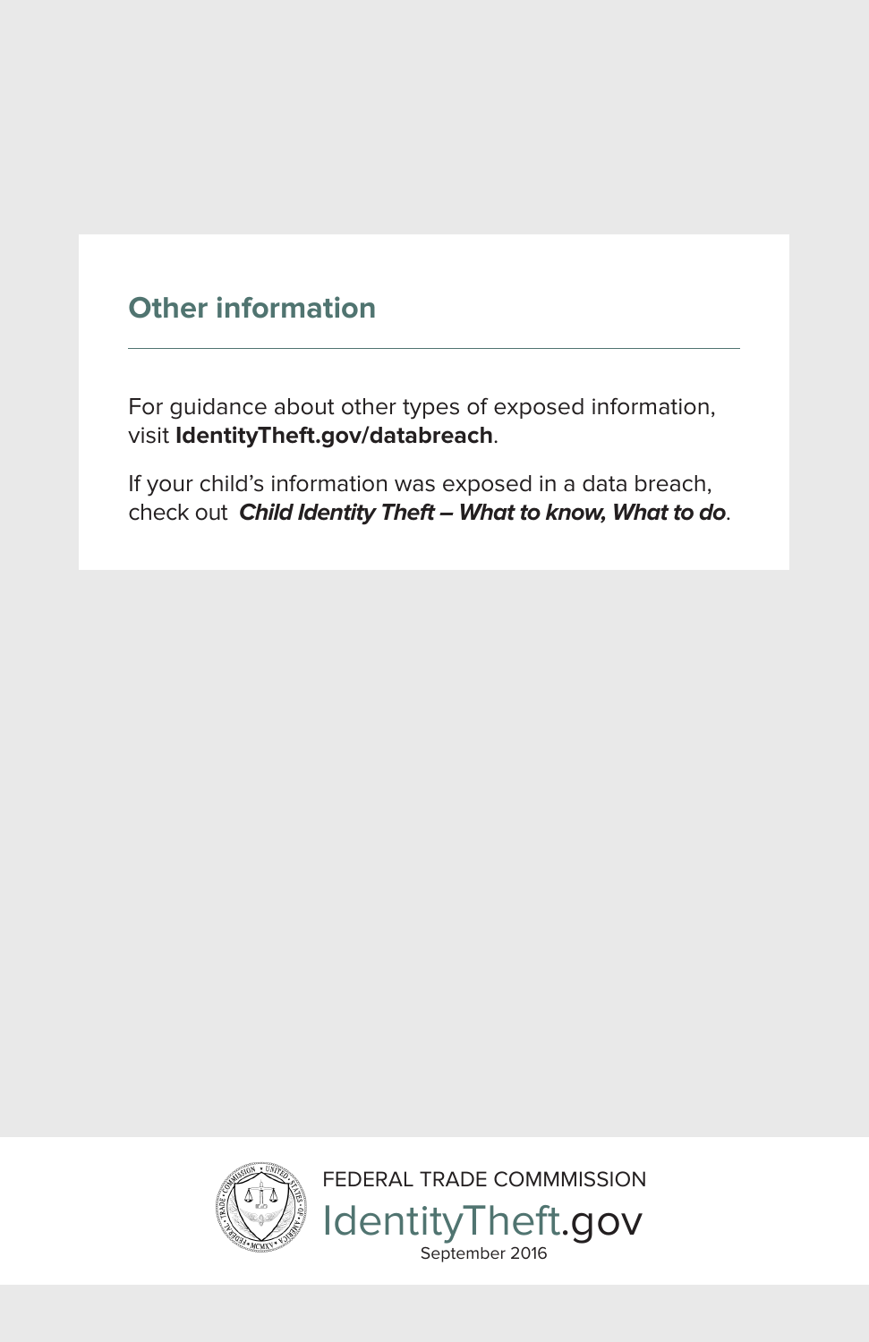## Other information

For guidance about other types of exposed information, visit **IdentityTheft.gov/databreach**.

If your child's information was exposed in a data breach, check out ***Child Identity Theft – What to know, What to do***.

FEDERAL TRADE COMMMISSION

IdentityTheft.gov

September 2016